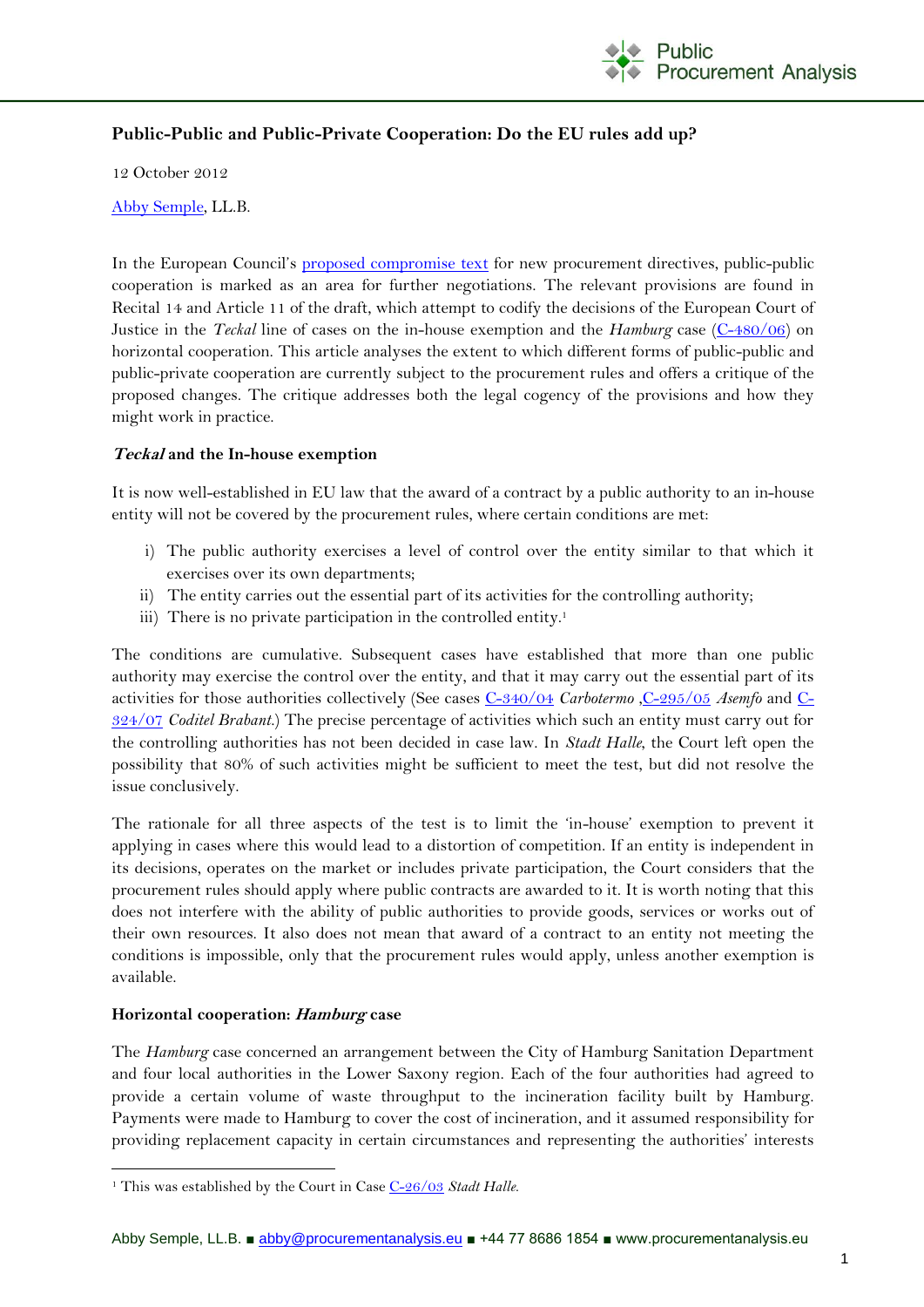## Public-Public and Public-Private Cooperation: Do the EU rules add up?

12 October 2012

Abby Semple, LL.B.

In the European Council's proposed compromise text for new procurement directives, public-public cooperation is marked as an area for further negotiations. The relevant provisions are found in Recital 14 and Article 11 of the draft, which attempt to codify the decisions of the European Court of Justice in the *Teckal* line of cases on the in-house exemption and the *Hamburg* case (C-480/06) on horizontal cooperation. This article analyses the extent to which different forms of public-public and public-private cooperation are currently subject to the procurement rules and offers a critique of the proposed changes. The critique addresses both the legal cogency of the provisions and how they might work in practice.

### *Teckal* and the In-house exemption

It is now well-established in EU law that the award of a contract by a public authority to an in-house entity will not be covered by the procurement rules, where certain conditions are met:

i) The public authority exercises a level of control over the entity similar to that which it exercises over its own departments;
ii) The entity carries out the essential part of its activities for the controlling authority;
iii) There is no private participation in the controlled entity.[1]

The conditions are cumulative. Subsequent cases have established that more than one public authority may exercise the control over the entity, and that it may carry out the essential part of its activities for those authorities collectively (See cases C-340/04 *Carbotermo* ,C-295/05 *Asemfo* and C-324/07 *Coditel Brabant*.) The precise percentage of activities which such an entity must carry out for the controlling authorities has not been decided in case law. In *Stadt Halle*, the Court left open the possibility that 80% of such activities might be sufficient to meet the test, but did not resolve the issue conclusively.

The rationale for all three aspects of the test is to limit the 'in-house' exemption to prevent it applying in cases where this would lead to a distortion of competition. If an entity is independent in its decisions, operates on the market or includes private participation, the Court considers that the procurement rules should apply where public contracts are awarded to it. It is worth noting that this does not interfere with the ability of public authorities to provide goods, services or works out of their own resources. It also does not mean that award of a contract to an entity not meeting the conditions is impossible, only that the procurement rules would apply, unless another exemption is available.

### Horizontal cooperation: *Hamburg* case

The *Hamburg* case concerned an arrangement between the City of Hamburg Sanitation Department and four local authorities in the Lower Saxony region. Each of the four authorities had agreed to provide a certain volume of waste throughput to the incineration facility built by Hamburg. Payments were made to Hamburg to cover the cost of incineration, and it assumed responsibility for providing replacement capacity in certain circumstances and representing the authorities' interests

[1] This was established by the Court in Case C-26/03 *Stadt Halle.*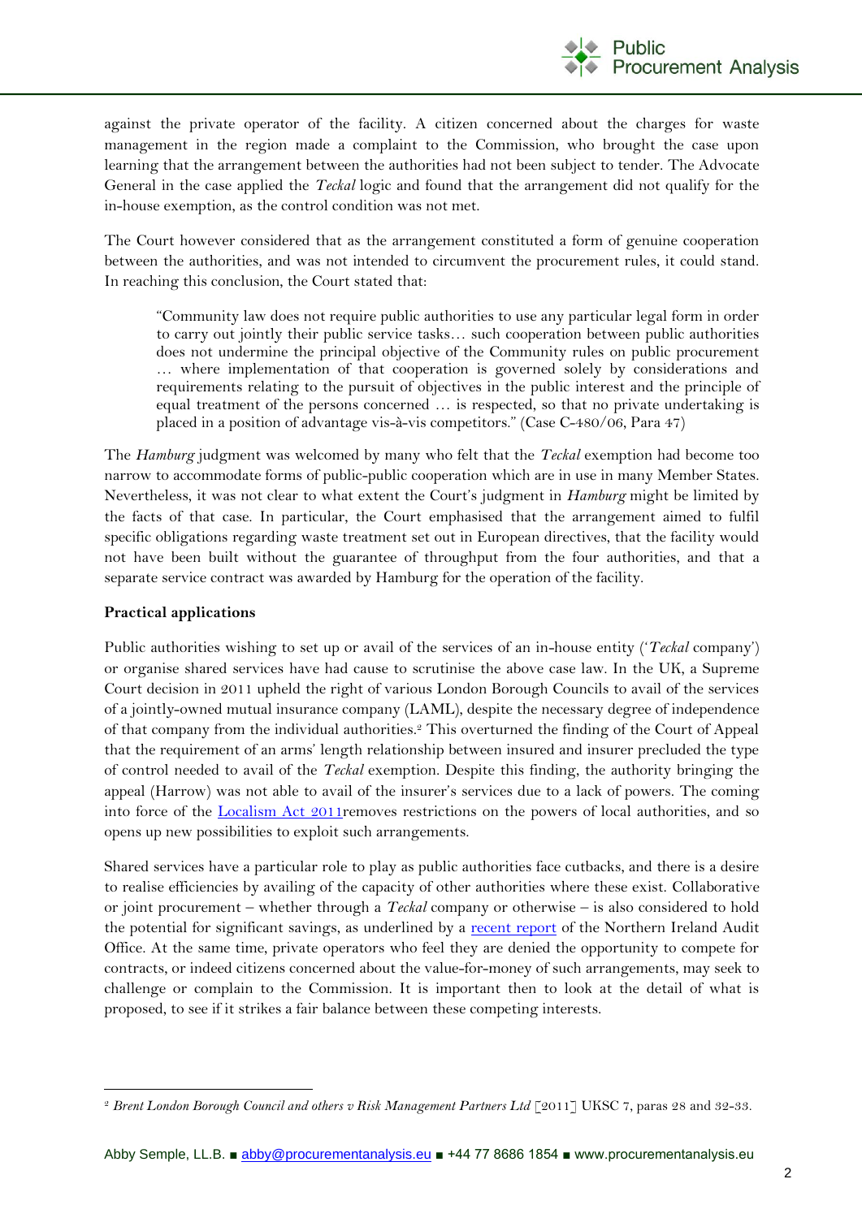against the private operator of the facility. A citizen concerned about the charges for waste management in the region made a complaint to the Commission, who brought the case upon learning that the arrangement between the authorities had not been subject to tender. The Advocate General in the case applied the *Teckal* logic and found that the arrangement did not qualify for the in-house exemption, as the control condition was not met.

The Court however considered that as the arrangement constituted a form of genuine cooperation between the authorities, and was not intended to circumvent the procurement rules, it could stand. In reaching this conclusion, the Court stated that:

> "Community law does not require public authorities to use any particular legal form in order to carry out jointly their public service tasks… such cooperation between public authorities does not undermine the principal objective of the Community rules on public procurement … where implementation of that cooperation is governed solely by considerations and requirements relating to the pursuit of objectives in the public interest and the principle of equal treatment of the persons concerned … is respected, so that no private undertaking is placed in a position of advantage vis-à-vis competitors." (Case C-480/06, Para 47)

The *Hamburg* judgment was welcomed by many who felt that the *Teckal* exemption had become too narrow to accommodate forms of public-public cooperation which are in use in many Member States. Nevertheless, it was not clear to what extent the Court's judgment in *Hamburg* might be limited by the facts of that case. In particular, the Court emphasised that the arrangement aimed to fulfil specific obligations regarding waste treatment set out in European directives, that the facility would not have been built without the guarantee of throughput from the four authorities, and that a separate service contract was awarded by Hamburg for the operation of the facility.

**Practical applications**

Public authorities wishing to set up or avail of the services of an in-house entity ('*Teckal* company') or organise shared services have had cause to scrutinise the above case law. In the UK, a Supreme Court decision in 2011 upheld the right of various London Borough Councils to avail of the services of a jointly-owned mutual insurance company (LAML), despite the necessary degree of independence of that company from the individual authorities.[2] This overturned the finding of the Court of Appeal that the requirement of an arms' length relationship between insured and insurer precluded the type of control needed to avail of the *Teckal* exemption. Despite this finding, the authority bringing the appeal (Harrow) was not able to avail of the insurer's services due to a lack of powers. The coming into force of the Localism Act 2011removes restrictions on the powers of local authorities, and so opens up new possibilities to exploit such arrangements.

Shared services have a particular role to play as public authorities face cutbacks, and there is a desire to realise efficiencies by availing of the capacity of other authorities where these exist. Collaborative or joint procurement – whether through a *Teckal* company or otherwise – is also considered to hold the potential for significant savings, as underlined by a recent report of the Northern Ireland Audit Office. At the same time, private operators who feel they are denied the opportunity to compete for contracts, or indeed citizens concerned about the value-for-money of such arrangements, may seek to challenge or complain to the Commission. It is important then to look at the detail of what is proposed, to see if it strikes a fair balance between these competing interests.

---

[2] *Brent London Borough Council and others v Risk Management Partners Ltd* [2011] UKSC 7, paras 28 and 32-33.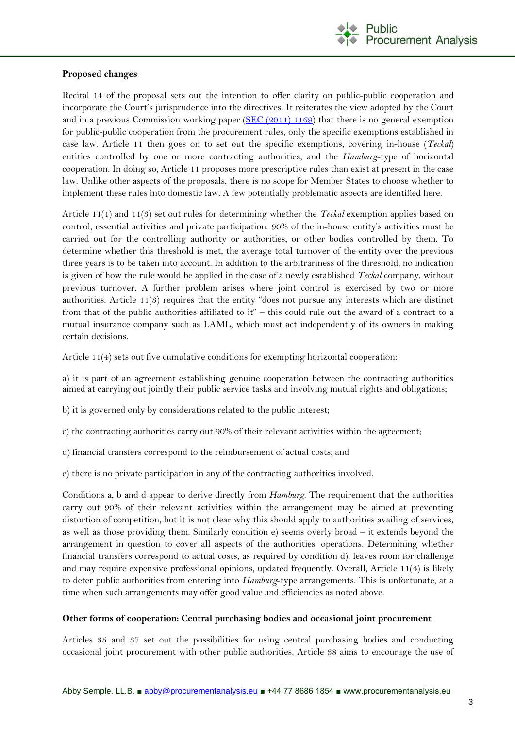**Proposed changes**

Recital 14 of the proposal sets out the intention to offer clarity on public-public cooperation and incorporate the Court's jurisprudence into the directives. It reiterates the view adopted by the Court and in a previous Commission working paper ([SEC (2011) 1169]) that there is no general exemption for public-public cooperation from the procurement rules, only the specific exemptions established in case law. Article 11 then goes on to set out the specific exemptions, covering in-house (*Teckal*) entities controlled by one or more contracting authorities, and the *Hamburg*-type of horizontal cooperation. In doing so, Article 11 proposes more prescriptive rules than exist at present in the case law. Unlike other aspects of the proposals, there is no scope for Member States to choose whether to implement these rules into domestic law. A few potentially problematic aspects are identified here.

Article 11(1) and 11(3) set out rules for determining whether the *Teckal* exemption applies based on control, essential activities and private participation. 90% of the in-house entity's activities must be carried out for the controlling authority or authorities, or other bodies controlled by them. To determine whether this threshold is met, the average total turnover of the entity over the previous three years is to be taken into account. In addition to the arbitrariness of the threshold, no indication is given of how the rule would be applied in the case of a newly established *Teckal* company, without previous turnover. A further problem arises where joint control is exercised by two or more authorities. Article 11(3) requires that the entity "does not pursue any interests which are distinct from that of the public authorities affiliated to it" – this could rule out the award of a contract to a mutual insurance company such as LAML, which must act independently of its owners in making certain decisions.

Article 11(4) sets out five cumulative conditions for exempting horizontal cooperation:

a) it is part of an agreement establishing genuine cooperation between the contracting authorities aimed at carrying out jointly their public service tasks and involving mutual rights and obligations;

b) it is governed only by considerations related to the public interest;

c) the contracting authorities carry out 90% of their relevant activities within the agreement;

d) financial transfers correspond to the reimbursement of actual costs; and

e) there is no private participation in any of the contracting authorities involved.

Conditions a, b and d appear to derive directly from *Hamburg*. The requirement that the authorities carry out 90% of their relevant activities within the arrangement may be aimed at preventing distortion of competition, but it is not clear why this should apply to authorities availing of services, as well as those providing them. Similarly condition e) seems overly broad – it extends beyond the arrangement in question to cover all aspects of the authorities' operations. Determining whether financial transfers correspond to actual costs, as required by condition d), leaves room for challenge and may require expensive professional opinions, updated frequently. Overall, Article 11(4) is likely to deter public authorities from entering into *Hamburg*-type arrangements. This is unfortunate, at a time when such arrangements may offer good value and efficiencies as noted above.

**Other forms of cooperation: Central purchasing bodies and occasional joint procurement**

Articles 35 and 37 set out the possibilities for using central purchasing bodies and conducting occasional joint procurement with other public authorities. Article 38 aims to encourage the use of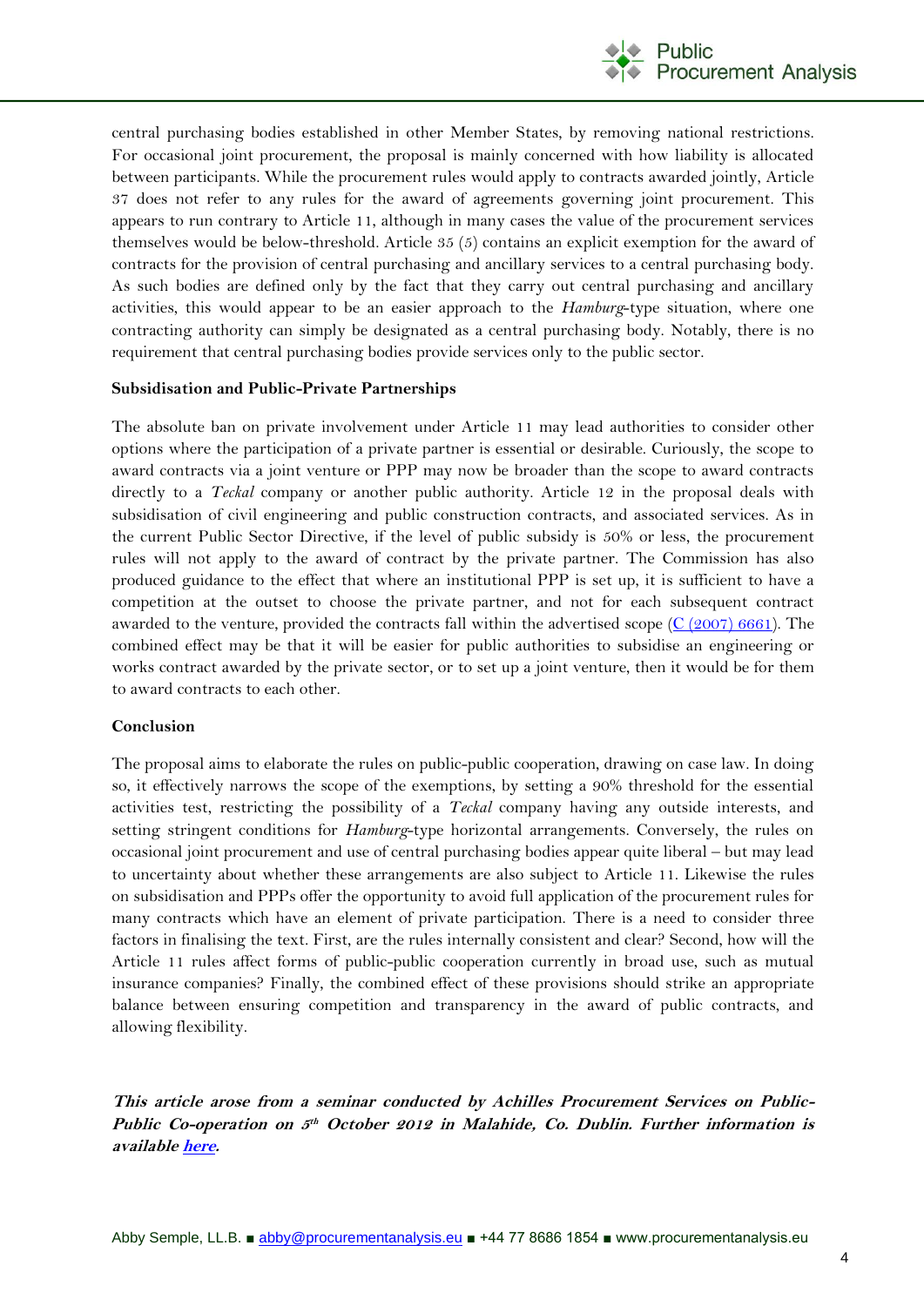central purchasing bodies established in other Member States, by removing national restrictions. For occasional joint procurement, the proposal is mainly concerned with how liability is allocated between participants. While the procurement rules would apply to contracts awarded jointly, Article 37 does not refer to any rules for the award of agreements governing joint procurement. This appears to run contrary to Article 11, although in many cases the value of the procurement services themselves would be below-threshold. Article 35 (5) contains an explicit exemption for the award of contracts for the provision of central purchasing and ancillary services to a central purchasing body. As such bodies are defined only by the fact that they carry out central purchasing and ancillary activities, this would appear to be an easier approach to the *Hamburg*-type situation, where one contracting authority can simply be designated as a central purchasing body. Notably, there is no requirement that central purchasing bodies provide services only to the public sector.

**Subsidisation and Public-Private Partnerships**

The absolute ban on private involvement under Article 11 may lead authorities to consider other options where the participation of a private partner is essential or desirable. Curiously, the scope to award contracts via a joint venture or PPP may now be broader than the scope to award contracts directly to a *Teckal* company or another public authority. Article 12 in the proposal deals with subsidisation of civil engineering and public construction contracts, and associated services. As in the current Public Sector Directive, if the level of public subsidy is 50% or less, the procurement rules will not apply to the award of contract by the private partner. The Commission has also produced guidance to the effect that where an institutional PPP is set up, it is sufficient to have a competition at the outset to choose the private partner, and not for each subsequent contract awarded to the venture, provided the contracts fall within the advertised scope ([C (2007) 6661]()). The combined effect may be that it will be easier for public authorities to subsidise an engineering or works contract awarded by the private sector, or to set up a joint venture, then it would be for them to award contracts to each other.

**Conclusion**

The proposal aims to elaborate the rules on public-public cooperation, drawing on case law. In doing so, it effectively narrows the scope of the exemptions, by setting a 90% threshold for the essential activities test, restricting the possibility of a *Teckal* company having any outside interests, and setting stringent conditions for *Hamburg*-type horizontal arrangements. Conversely, the rules on occasional joint procurement and use of central purchasing bodies appear quite liberal – but may lead to uncertainty about whether these arrangements are also subject to Article 11. Likewise the rules on subsidisation and PPPs offer the opportunity to avoid full application of the procurement rules for many contracts which have an element of private participation. There is a need to consider three factors in finalising the text. First, are the rules internally consistent and clear? Second, how will the Article 11 rules affect forms of public-public cooperation currently in broad use, such as mutual insurance companies? Finally, the combined effect of these provisions should strike an appropriate balance between ensuring competition and transparency in the award of public contracts, and allowing flexibility.

***This article arose from a seminar conducted by Achilles Procurement Services on Public-Public Co-operation on 5th October 2012 in Malahide, Co. Dublin. Further information is available [here]().***